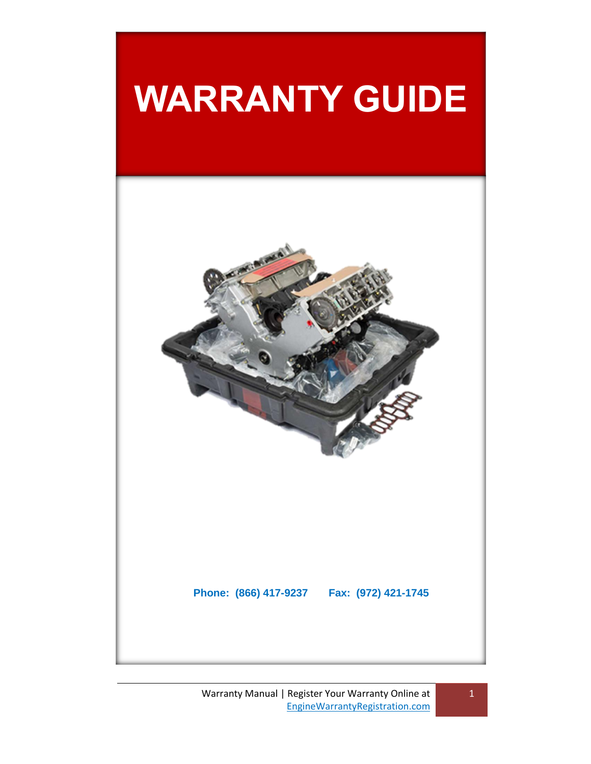# WARRANTY GUIDE

**Phone: (866) 417-9237 Fax: (972) 421-1745**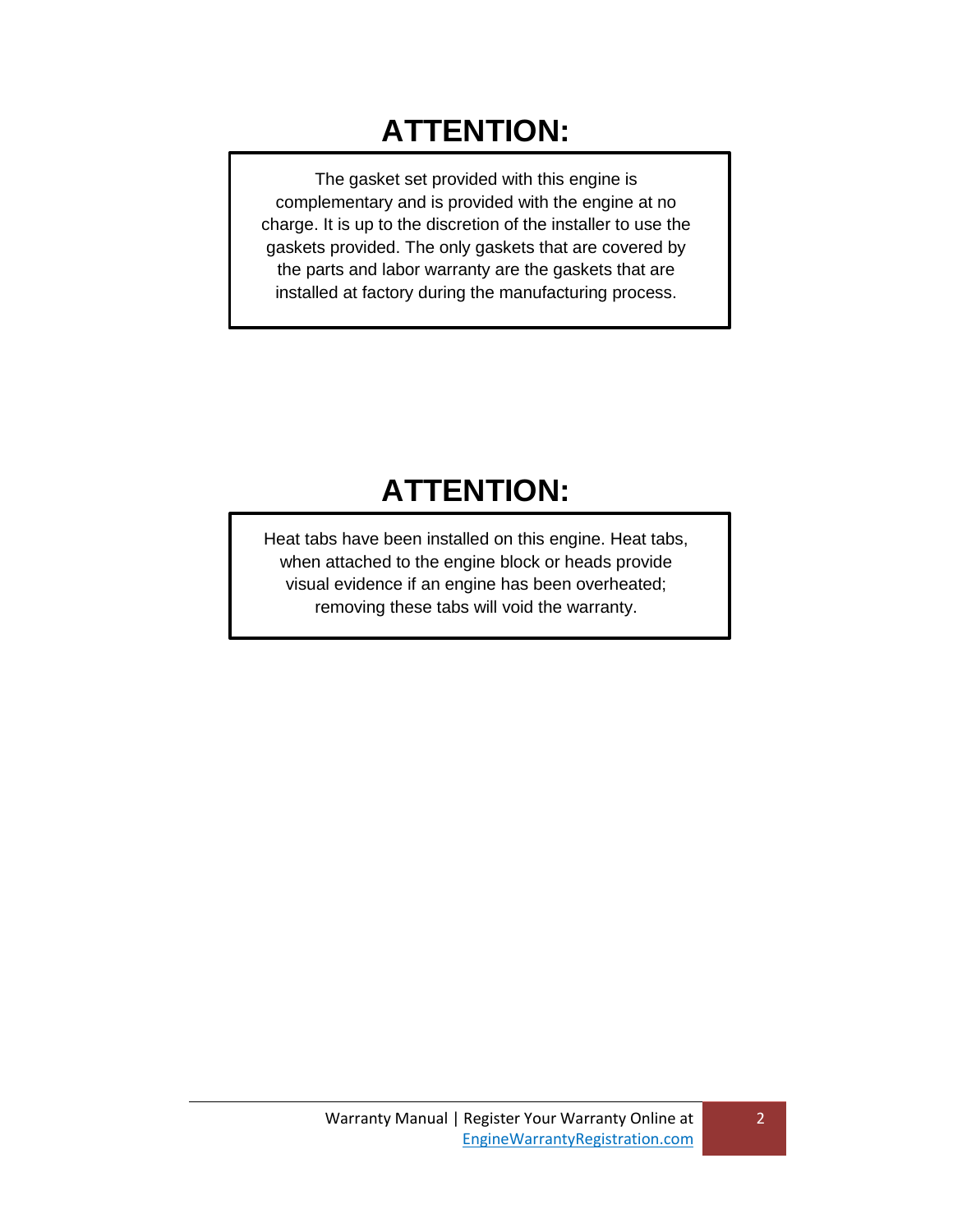## ATTENTION:

The gasket set provided with this engine is complementary and is provided with the engine at no charge. It is up to the discretion of the installer to use the gaskets provided. The only gaskets that are covered by the parts and labor warranty are the gaskets that are installed at factory during the manufacturing process.

## ATTENTION:

Heat tabs have been installed on this engine. Heat tabs, when attached to the engine block or heads provide visual evidence if an engine has been overheated; removing these tabs will void the warranty.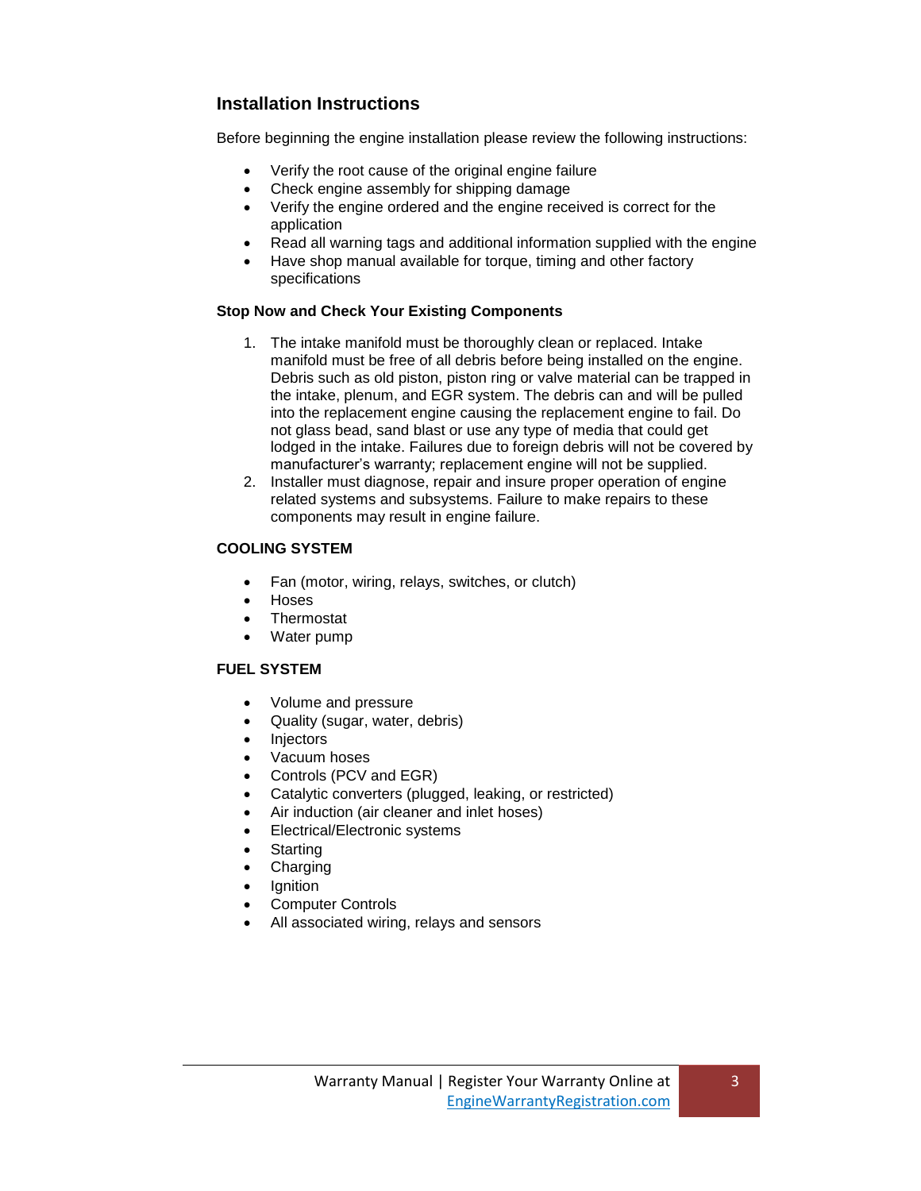## Installation Instructions

Before beginning the engine installation please review the following instructions:

- Verify the root cause of the original engine failure
- Check engine assembly for shipping damage
- Verify the engine ordered and the engine received is correct for the application
- Read all warning tags and additional information supplied with the engine
- Have shop manual available for torque, timing and other factory specifications

### Stop Now and Check Your Existing Components

1. The intake manifold must be thoroughly clean or replaced. Intake manifold must be free of all debris before being installed on the engine. Debris such as old piston, piston ring or valve material can be trapped in the intake, plenum, and EGR system. The debris can and will be pulled into the replacement engine causing the replacement engine to fail. Do not glass bead, sand blast or use any type of media that could get lodged in the intake. Failures due to foreign debris will not be covered by manufacturer's warranty; replacement engine will not be supplied.
2. Installer must diagnose, repair and insure proper operation of engine related systems and subsystems. Failure to make repairs to these components may result in engine failure.

### COOLING SYSTEM

- Fan (motor, wiring, relays, switches, or clutch)
- Hoses
- Thermostat
- Water pump

### FUEL SYSTEM

- Volume and pressure
- Quality (sugar, water, debris)
- Injectors
- Vacuum hoses
- Controls (PCV and EGR)
- Catalytic converters (plugged, leaking, or restricted)
- Air induction (air cleaner and inlet hoses)
- Electrical/Electronic systems
- Starting
- Charging
- Ignition
- Computer Controls
- All associated wiring, relays and sensors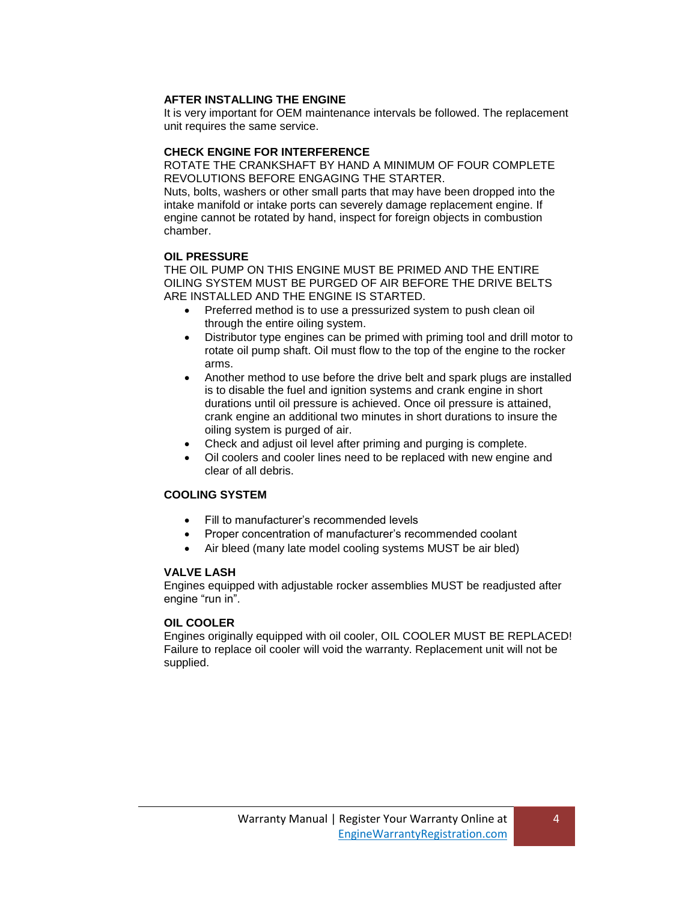## AFTER INSTALLING THE ENGINE

It is very important for OEM maintenance intervals be followed. The replacement unit requires the same service.

## CHECK ENGINE FOR INTERFERENCE

ROTATE THE CRANKSHAFT BY HAND A MINIMUM OF FOUR COMPLETE REVOLUTIONS BEFORE ENGAGING THE STARTER.

Nuts, bolts, washers or other small parts that may have been dropped into the intake manifold or intake ports can severely damage replacement engine. If engine cannot be rotated by hand, inspect for foreign objects in combustion chamber.

## OIL PRESSURE

THE OIL PUMP ON THIS ENGINE MUST BE PRIMED AND THE ENTIRE OILING SYSTEM MUST BE PURGED OF AIR BEFORE THE DRIVE BELTS ARE INSTALLED AND THE ENGINE IS STARTED.

- Preferred method is to use a pressurized system to push clean oil through the entire oiling system.
- Distributor type engines can be primed with priming tool and drill motor to rotate oil pump shaft. Oil must flow to the top of the engine to the rocker arms.
- Another method to use before the drive belt and spark plugs are installed is to disable the fuel and ignition systems and crank engine in short durations until oil pressure is achieved. Once oil pressure is attained, crank engine an additional two minutes in short durations to insure the oiling system is purged of air.
- Check and adjust oil level after priming and purging is complete.
- Oil coolers and cooler lines need to be replaced with new engine and clear of all debris.

## COOLING SYSTEM

- Fill to manufacturer's recommended levels
- Proper concentration of manufacturer's recommended coolant
- Air bleed (many late model cooling systems MUST be air bled)

## VALVE LASH

Engines equipped with adjustable rocker assemblies MUST be readjusted after engine "run in".

## OIL COOLER

Engines originally equipped with oil cooler, OIL COOLER MUST BE REPLACED! Failure to replace oil cooler will void the warranty. Replacement unit will not be supplied.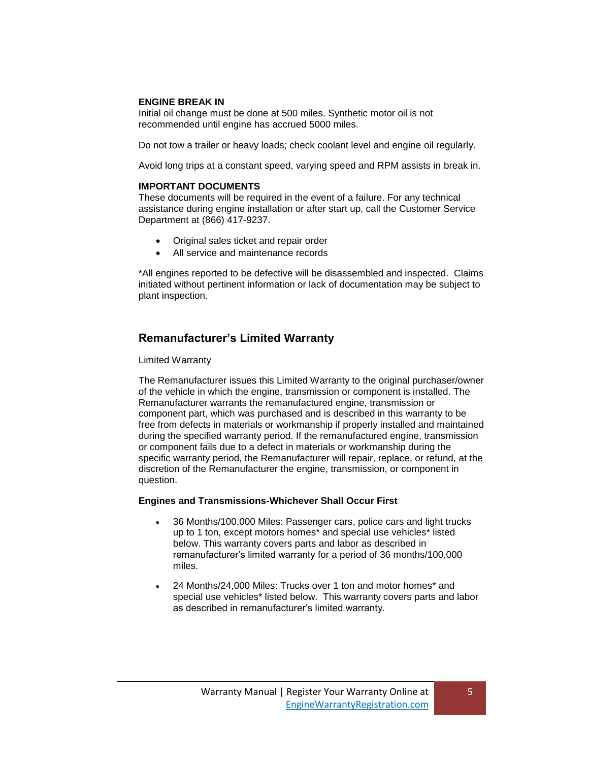**ENGINE BREAK IN**

Initial oil change must be done at 500 miles. Synthetic motor oil is not recommended until engine has accrued 5000 miles.

Do not tow a trailer or heavy loads; check coolant level and engine oil regularly.

Avoid long trips at a constant speed, varying speed and RPM assists in break in.

**IMPORTANT DOCUMENTS**

These documents will be required in the event of a failure. For any technical assistance during engine installation or after start up, call the Customer Service Department at (866) 417-9237.

- Original sales ticket and repair order
- All service and maintenance records

*All engines reported to be defective will be disassembled and inspected. Claims initiated without pertinent information or lack of documentation may be subject to plant inspection.

## Remanufacturer's Limited Warranty

Limited Warranty

The Remanufacturer issues this Limited Warranty to the original purchaser/owner of the vehicle in which the engine, transmission or component is installed. The Remanufacturer warrants the remanufactured engine, transmission or component part, which was purchased and is described in this warranty to be free from defects in materials or workmanship if properly installed and maintained during the specified warranty period. If the remanufactured engine, transmission or component fails due to a defect in materials or workmanship during the specific warranty period, the Remanufacturer will repair, replace, or refund, at the discretion of the Remanufacturer the engine, transmission, or component in question.

**Engines and Transmissions-Whichever Shall Occur First**

- 36 Months/100,000 Miles: Passenger cars, police cars and light trucks up to 1 ton, except motors homes* and special use vehicles* listed below. This warranty covers parts and labor as described in remanufacturer's limited warranty for a period of 36 months/100,000 miles.

- 24 Months/24,000 Miles: Trucks over 1 ton and motor homes* and special use vehicles* listed below. This warranty covers parts and labor as described in remanufacturer's limited warranty.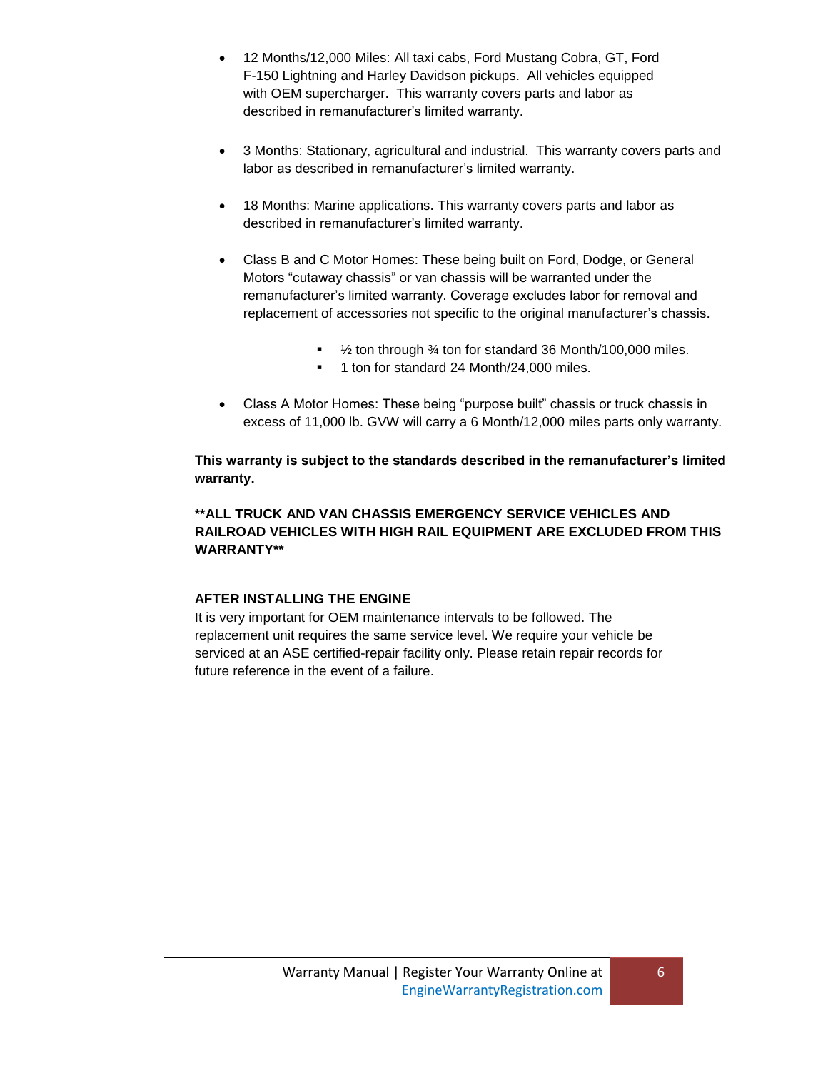- 12 Months/12,000 Miles: All taxi cabs, Ford Mustang Cobra, GT, Ford F-150 Lightning and Harley Davidson pickups. All vehicles equipped with OEM supercharger. This warranty covers parts and labor as described in remanufacturer's limited warranty.

- 3 Months: Stationary, agricultural and industrial. This warranty covers parts and labor as described in remanufacturer's limited warranty.

- 18 Months: Marine applications. This warranty covers parts and labor as described in remanufacturer's limited warranty.

- Class B and C Motor Homes: These being built on Ford, Dodge, or General Motors "cutaway chassis" or van chassis will be warranted under the remanufacturer's limited warranty. Coverage excludes labor for removal and replacement of accessories not specific to the original manufacturer's chassis.

    - ½ ton through ¾ ton for standard 36 Month/100,000 miles.
    - 1 ton for standard 24 Month/24,000 miles.

- Class A Motor Homes: These being "purpose built" chassis or truck chassis in excess of 11,000 lb. GVW will carry a 6 Month/12,000 miles parts only warranty.

**This warranty is subject to the standards described in the remanufacturer's limited warranty.**

****ALL TRUCK AND VAN CHASSIS EMERGENCY SERVICE VEHICLES AND RAILROAD VEHICLES WITH HIGH RAIL EQUIPMENT ARE EXCLUDED FROM THIS WARRANTY****

**AFTER INSTALLING THE ENGINE**

It is very important for OEM maintenance intervals to be followed. The replacement unit requires the same service level. We require your vehicle be serviced at an ASE certified-repair facility only. Please retain repair records for future reference in the event of a failure.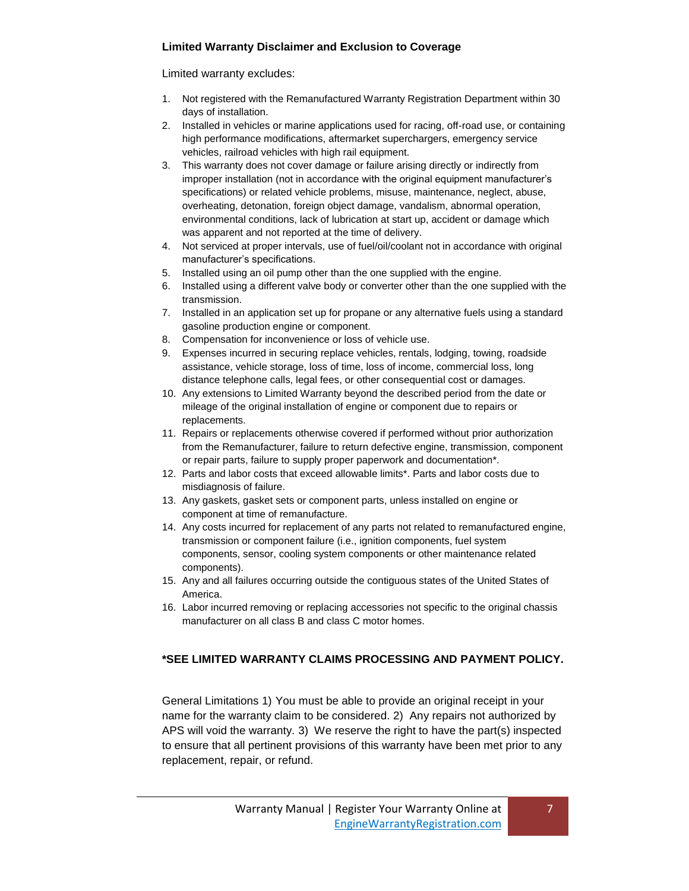## Limited Warranty Disclaimer and Exclusion to Coverage

Limited warranty excludes:

1. Not registered with the Remanufactured Warranty Registration Department within 30 days of installation.
2. Installed in vehicles or marine applications used for racing, off-road use, or containing high performance modifications, aftermarket superchargers, emergency service vehicles, railroad vehicles with high rail equipment.
3. This warranty does not cover damage or failure arising directly or indirectly from improper installation (not in accordance with the original equipment manufacturer's specifications) or related vehicle problems, misuse, maintenance, neglect, abuse, overheating, detonation, foreign object damage, vandalism, abnormal operation, environmental conditions, lack of lubrication at start up, accident or damage which was apparent and not reported at the time of delivery.
4. Not serviced at proper intervals, use of fuel/oil/coolant not in accordance with original manufacturer's specifications.
5. Installed using an oil pump other than the one supplied with the engine.
6. Installed using a different valve body or converter other than the one supplied with the transmission.
7. Installed in an application set up for propane or any alternative fuels using a standard gasoline production engine or component.
8. Compensation for inconvenience or loss of vehicle use.
9. Expenses incurred in securing replace vehicles, rentals, lodging, towing, roadside assistance, vehicle storage, loss of time, loss of income, commercial loss, long distance telephone calls, legal fees, or other consequential cost or damages.
10. Any extensions to Limited Warranty beyond the described period from the date or mileage of the original installation of engine or component due to repairs or replacements.
11. Repairs or replacements otherwise covered if performed without prior authorization from the Remanufacturer, failure to return defective engine, transmission, component or repair parts, failure to supply proper paperwork and documentation*.
12. Parts and labor costs that exceed allowable limits*. Parts and labor costs due to misdiagnosis of failure.
13. Any gaskets, gasket sets or component parts, unless installed on engine or component at time of remanufacture.
14. Any costs incurred for replacement of any parts not related to remanufactured engine, transmission or component failure (i.e., ignition components, fuel system components, sensor, cooling system components or other maintenance related components).
15. Any and all failures occurring outside the contiguous states of the United States of America.
16. Labor incurred removing or replacing accessories not specific to the original chassis manufacturer on all class B and class C motor homes.

**\*SEE LIMITED WARRANTY CLAIMS PROCESSING AND PAYMENT POLICY.**

General Limitations 1) You must be able to provide an original receipt in your name for the warranty claim to be considered. 2) Any repairs not authorized by APS will void the warranty. 3) We reserve the right to have the part(s) inspected to ensure that all pertinent provisions of this warranty have been met prior to any replacement, repair, or refund.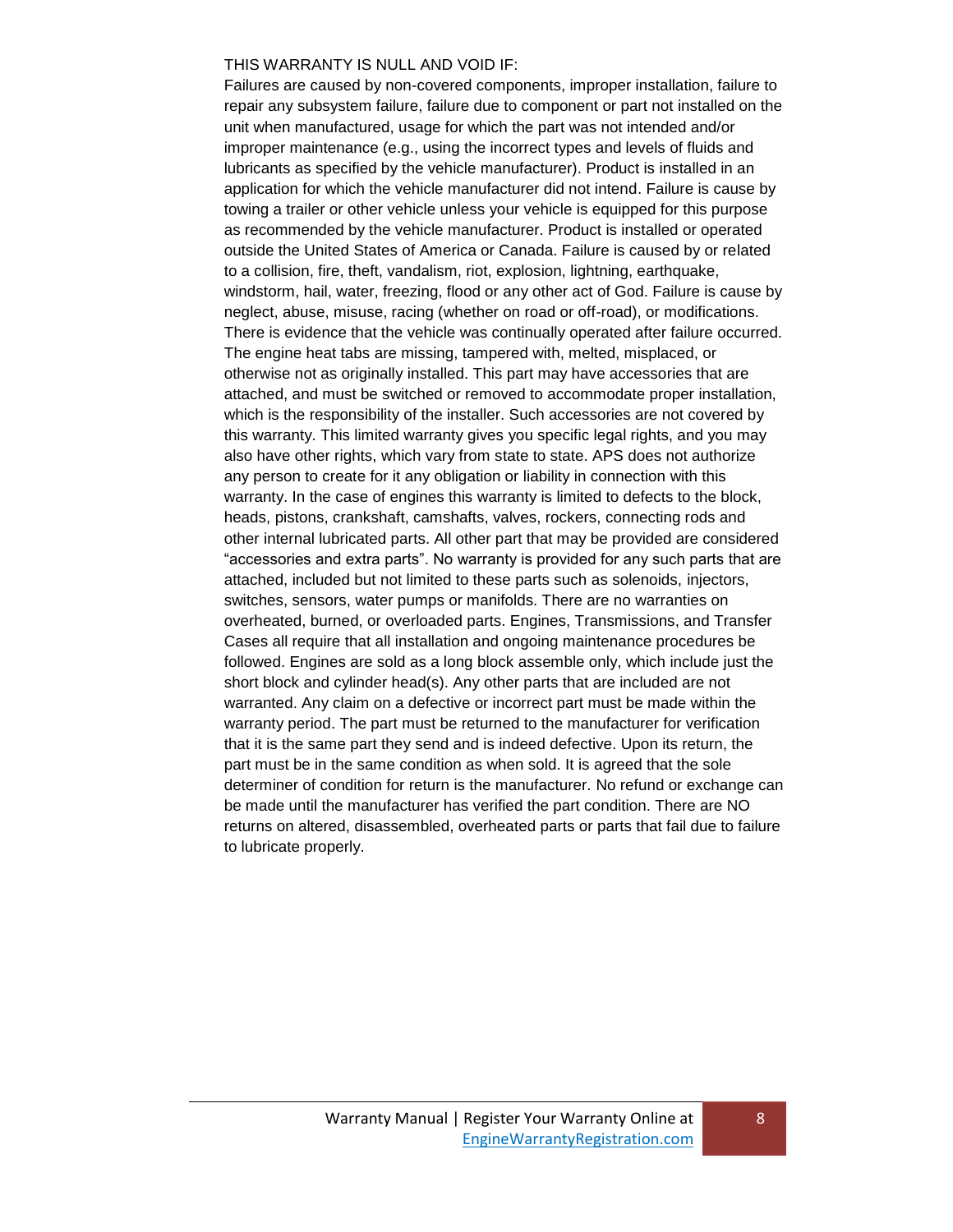THIS WARRANTY IS NULL AND VOID IF:

Failures are caused by non-covered components, improper installation, failure to repair any subsystem failure, failure due to component or part not installed on the unit when manufactured, usage for which the part was not intended and/or improper maintenance (e.g., using the incorrect types and levels of fluids and lubricants as specified by the vehicle manufacturer). Product is installed in an application for which the vehicle manufacturer did not intend. Failure is cause by towing a trailer or other vehicle unless your vehicle is equipped for this purpose as recommended by the vehicle manufacturer. Product is installed or operated outside the United States of America or Canada. Failure is caused by or related to a collision, fire, theft, vandalism, riot, explosion, lightning, earthquake, windstorm, hail, water, freezing, flood or any other act of God. Failure is cause by neglect, abuse, misuse, racing (whether on road or off-road), or modifications. There is evidence that the vehicle was continually operated after failure occurred. The engine heat tabs are missing, tampered with, melted, misplaced, or otherwise not as originally installed. This part may have accessories that are attached, and must be switched or removed to accommodate proper installation, which is the responsibility of the installer. Such accessories are not covered by this warranty. This limited warranty gives you specific legal rights, and you may also have other rights, which vary from state to state. APS does not authorize any person to create for it any obligation or liability in connection with this warranty. In the case of engines this warranty is limited to defects to the block, heads, pistons, crankshaft, camshafts, valves, rockers, connecting rods and other internal lubricated parts. All other part that may be provided are considered "accessories and extra parts". No warranty is provided for any such parts that are attached, included but not limited to these parts such as solenoids, injectors, switches, sensors, water pumps or manifolds. There are no warranties on overheated, burned, or overloaded parts. Engines, Transmissions, and Transfer Cases all require that all installation and ongoing maintenance procedures be followed. Engines are sold as a long block assemble only, which include just the short block and cylinder head(s). Any other parts that are included are not warranted. Any claim on a defective or incorrect part must be made within the warranty period. The part must be returned to the manufacturer for verification that it is the same part they send and is indeed defective. Upon its return, the part must be in the same condition as when sold. It is agreed that the sole determiner of condition for return is the manufacturer. No refund or exchange can be made until the manufacturer has verified the part condition. There are NO returns on altered, disassembled, overheated parts or parts that fail due to failure to lubricate properly.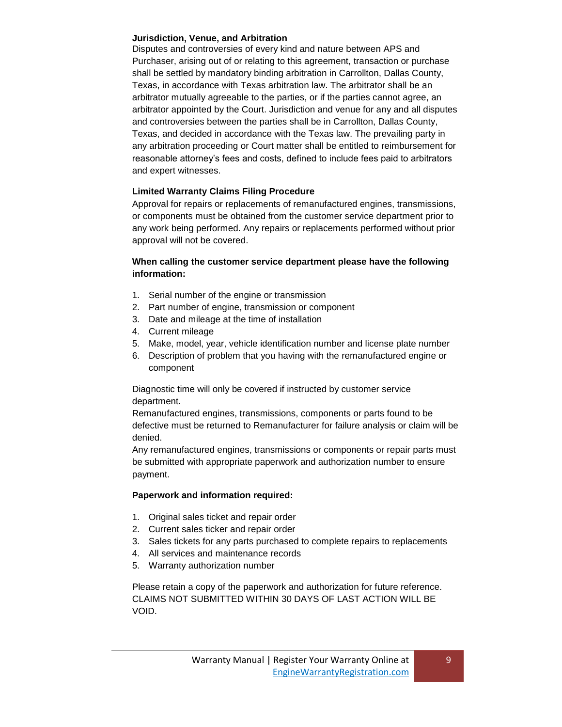**Jurisdiction, Venue, and Arbitration**

Disputes and controversies of every kind and nature between APS and Purchaser, arising out of or relating to this agreement, transaction or purchase shall be settled by mandatory binding arbitration in Carrollton, Dallas County, Texas, in accordance with Texas arbitration law. The arbitrator shall be an arbitrator mutually agreeable to the parties, or if the parties cannot agree, an arbitrator appointed by the Court. Jurisdiction and venue for any and all disputes and controversies between the parties shall be in Carrollton, Dallas County, Texas, and decided in accordance with the Texas law. The prevailing party in any arbitration proceeding or Court matter shall be entitled to reimbursement for reasonable attorney's fees and costs, defined to include fees paid to arbitrators and expert witnesses.

**Limited Warranty Claims Filing Procedure**

Approval for repairs or replacements of remanufactured engines, transmissions, or components must be obtained from the customer service department prior to any work being performed. Any repairs or replacements performed without prior approval will not be covered.

**When calling the customer service department please have the following information:**

1. Serial number of the engine or transmission
2. Part number of engine, transmission or component
3. Date and mileage at the time of installation
4. Current mileage
5. Make, model, year, vehicle identification number and license plate number
6. Description of problem that you having with the remanufactured engine or component

Diagnostic time will only be covered if instructed by customer service department.

Remanufactured engines, transmissions, components or parts found to be defective must be returned to Remanufacturer for failure analysis or claim will be denied.

Any remanufactured engines, transmissions or components or repair parts must be submitted with appropriate paperwork and authorization number to ensure payment.

**Paperwork and information required:**

1. Original sales ticket and repair order
2. Current sales ticker and repair order
3. Sales tickets for any parts purchased to complete repairs to replacements
4. All services and maintenance records
5. Warranty authorization number

Please retain a copy of the paperwork and authorization for future reference. CLAIMS NOT SUBMITTED WITHIN 30 DAYS OF LAST ACTION WILL BE VOID.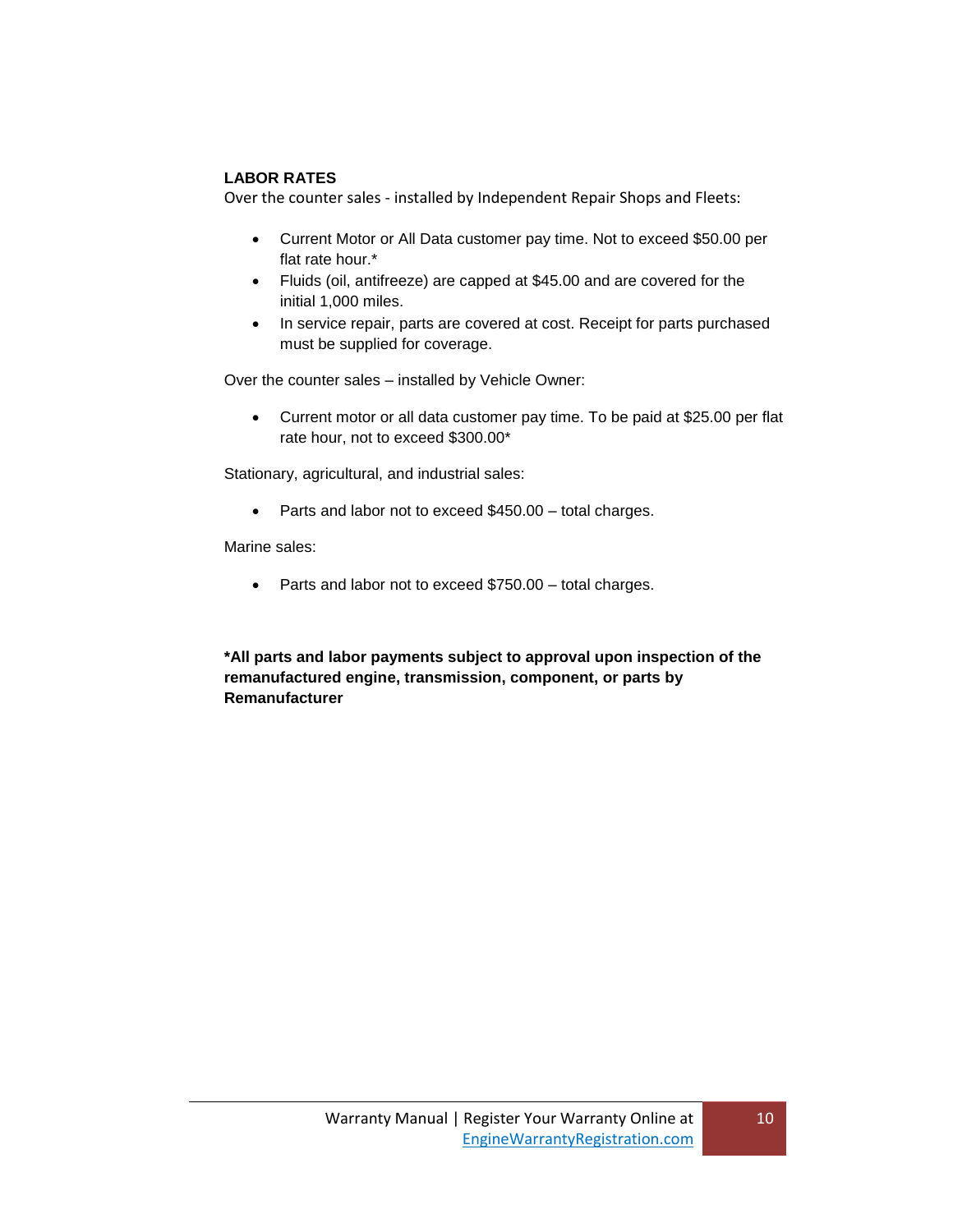## LABOR RATES

Over the counter sales - installed by Independent Repair Shops and Fleets:

- Current Motor or All Data customer pay time. Not to exceed $50.00 per flat rate hour.*
- Fluids (oil, antifreeze) are capped at $45.00 and are covered for the initial 1,000 miles.
- In service repair, parts are covered at cost. Receipt for parts purchased must be supplied for coverage.

Over the counter sales – installed by Vehicle Owner:

- Current motor or all data customer pay time. To be paid at $25.00 per flat rate hour, not to exceed $300.00*

Stationary, agricultural, and industrial sales:

- Parts and labor not to exceed $450.00 – total charges.

Marine sales:

- Parts and labor not to exceed $750.00 – total charges.

**\*All parts and labor payments subject to approval upon inspection of the remanufactured engine, transmission, component, or parts by Remanufacturer**